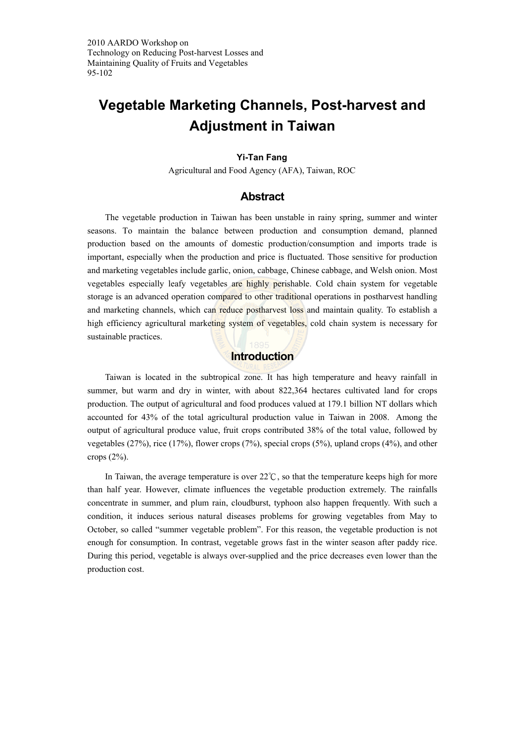2010 AARDO Workshop on
Technology on Reducing Post-harvest Losses and
Maintaining Quality of Fruits and Vegetables

# Vegetable Marketing Channels, Post-harvest and Adjustment in Taiwan

**Yi-Tan Fang**

Agricultural and Food Agency (AFA), Taiwan, ROC

## Abstract

The vegetable production in Taiwan has been unstable in rainy spring, summer and winter seasons. To maintain the balance between production and consumption demand, planned production based on the amounts of domestic production/consumption and imports trade is important, especially when the production and price is fluctuated. Those sensitive for production and marketing vegetables include garlic, onion, cabbage, Chinese cabbage, and Welsh onion. Most vegetables especially leafy vegetables are highly perishable. Cold chain system for vegetable storage is an advanced operation compared to other traditional operations in postharvest handling and marketing channels, which can reduce postharvest loss and maintain quality. To establish a high efficiency agricultural marketing system of vegetables, cold chain system is necessary for sustainable practices.

## Introduction

Taiwan is located in the subtropical zone. It has high temperature and heavy rainfall in summer, but warm and dry in winter, with about 822,364 hectares cultivated land for crops production. The output of agricultural and food produces valued at 179.1 billion NT dollars which accounted for 43% of the total agricultural production value in Taiwan in 2008. Among the output of agricultural produce value, fruit crops contributed 38% of the total value, followed by vegetables (27%), rice (17%), flower crops (7%), special crops (5%), upland crops (4%), and other crops (2%).

In Taiwan, the average temperature is over 22℃, so that the temperature keeps high for more than half year. However, climate influences the vegetable production extremely. The rainfalls concentrate in summer, and plum rain, cloudburst, typhoon also happen frequently. With such a condition, it induces serious natural diseases problems for growing vegetables from May to October, so called "summer vegetable problem". For this reason, the vegetable production is not enough for consumption. In contrast, vegetable grows fast in the winter season after paddy rice. During this period, vegetable is always over-supplied and the price decreases even lower than the production cost.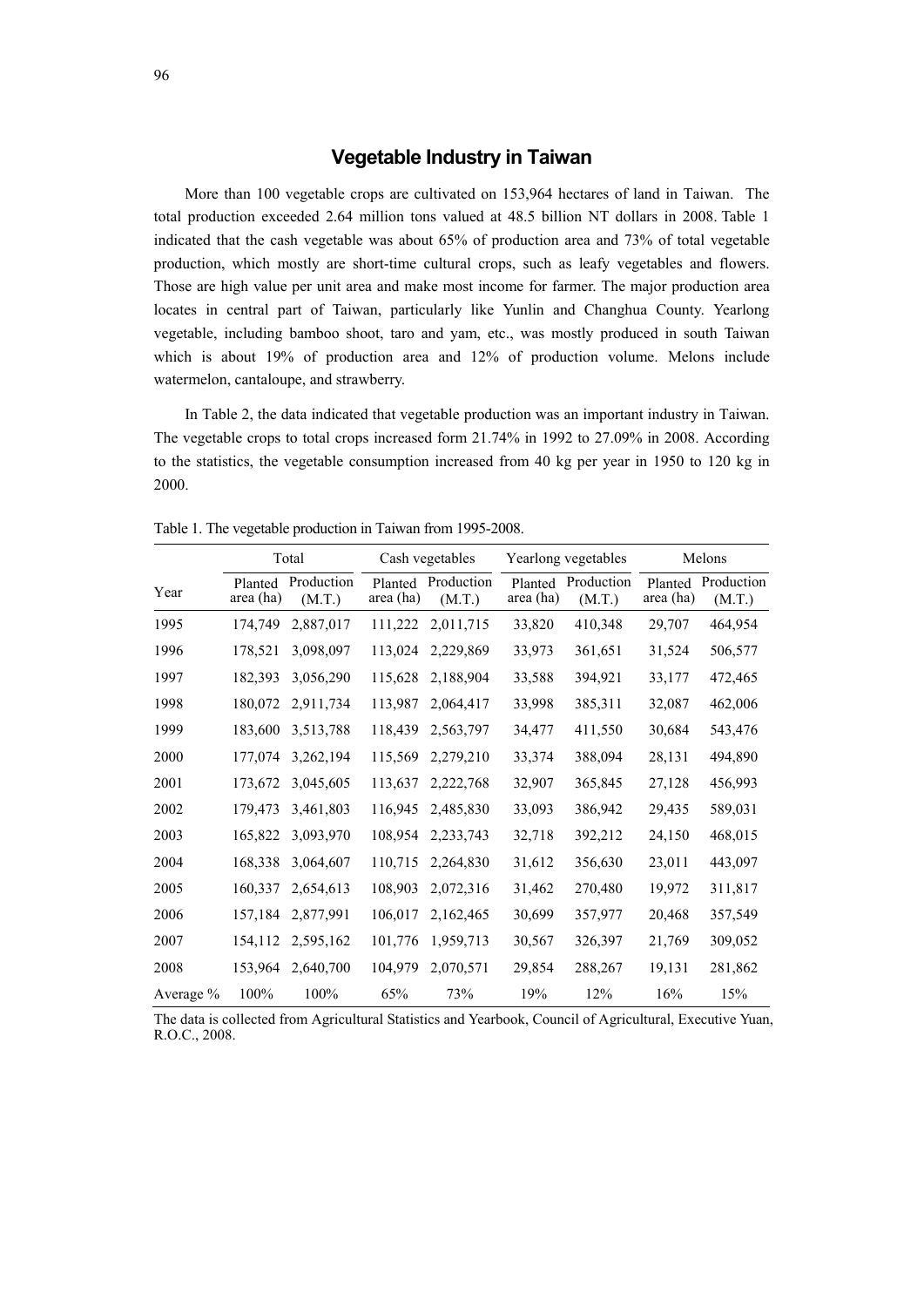## Vegetable Industry in Taiwan

More than 100 vegetable crops are cultivated on 153,964 hectares of land in Taiwan. The total production exceeded 2.64 million tons valued at 48.5 billion NT dollars in 2008. Table 1 indicated that the cash vegetable was about 65% of production area and 73% of total vegetable production, which mostly are short-time cultural crops, such as leafy vegetables and flowers. Those are high value per unit area and make most income for farmer. The major production area locates in central part of Taiwan, particularly like Yunlin and Changhua County. Yearlong vegetable, including bamboo shoot, taro and yam, etc., was mostly produced in south Taiwan which is about 19% of production area and 12% of production volume. Melons include watermelon, cantaloupe, and strawberry.

In Table 2, the data indicated that vegetable production was an important industry in Taiwan. The vegetable crops to total crops increased form 21.74% in 1992 to 27.09% in 2008. According to the statistics, the vegetable consumption increased from 40 kg per year in 1950 to 120 kg in 2000.

Table 1. The vegetable production in Taiwan from 1995-2008.

| Year | Total | | Cash vegetables | | Yearlong vegetables | | Melons | |
|---|---|---|---|---|---|---|---|---|
| | Planted area (ha) | Production (M.T.) | Planted area (ha) | Production (M.T.) | Planted area (ha) | Production (M.T.) | Planted area (ha) | Production (M.T.) |
| 1995 | 174,749 | 2,887,017 | 111,222 | 2,011,715 | 33,820 | 410,348 | 29,707 | 464,954 |
| 1996 | 178,521 | 3,098,097 | 113,024 | 2,229,869 | 33,973 | 361,651 | 31,524 | 506,577 |
| 1997 | 182,393 | 3,056,290 | 115,628 | 2,188,904 | 33,588 | 394,921 | 33,177 | 472,465 |
| 1998 | 180,072 | 2,911,734 | 113,987 | 2,064,417 | 33,998 | 385,311 | 32,087 | 462,006 |
| 1999 | 183,600 | 3,513,788 | 118,439 | 2,563,797 | 34,477 | 411,550 | 30,684 | 543,476 |
| 2000 | 177,074 | 3,262,194 | 115,569 | 2,279,210 | 33,374 | 388,094 | 28,131 | 494,890 |
| 2001 | 173,672 | 3,045,605 | 113,637 | 2,222,768 | 32,907 | 365,845 | 27,128 | 456,993 |
| 2002 | 179,473 | 3,461,803 | 116,945 | 2,485,830 | 33,093 | 386,942 | 29,435 | 589,031 |
| 2003 | 165,822 | 3,093,970 | 108,954 | 2,233,743 | 32,718 | 392,212 | 24,150 | 468,015 |
| 2004 | 168,338 | 3,064,607 | 110,715 | 2,264,830 | 31,612 | 356,630 | 23,011 | 443,097 |
| 2005 | 160,337 | 2,654,613 | 108,903 | 2,072,316 | 31,462 | 270,480 | 19,972 | 311,817 |
| 2006 | 157,184 | 2,877,991 | 106,017 | 2,162,465 | 30,699 | 357,977 | 20,468 | 357,549 |
| 2007 | 154,112 | 2,595,162 | 101,776 | 1,959,713 | 30,567 | 326,397 | 21,769 | 309,052 |
| 2008 | 153,964 | 2,640,700 | 104,979 | 2,070,571 | 29,854 | 288,267 | 19,131 | 281,862 |
| Average % | 100% | 100% | 65% | 73% | 19% | 12% | 16% | 15% |

The data is collected from Agricultural Statistics and Yearbook, Council of Agricultural, Executive Yuan, R.O.C., 2008.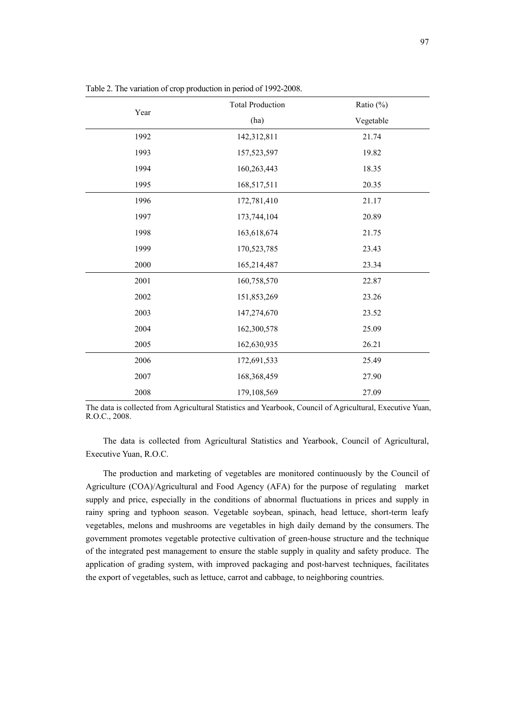Table 2. The variation of crop production in period of 1992-2008.

| Year | Total Production (ha) | Ratio (%) Vegetable |
|---|---|---|
| 1992 | 142,312,811 | 21.74 |
| 1993 | 157,523,597 | 19.82 |
| 1994 | 160,263,443 | 18.35 |
| 1995 | 168,517,511 | 20.35 |
| 1996 | 172,781,410 | 21.17 |
| 1997 | 173,744,104 | 20.89 |
| 1998 | 163,618,674 | 21.75 |
| 1999 | 170,523,785 | 23.43 |
| 2000 | 165,214,487 | 23.34 |
| 2001 | 160,758,570 | 22.87 |
| 2002 | 151,853,269 | 23.26 |
| 2003 | 147,274,670 | 23.52 |
| 2004 | 162,300,578 | 25.09 |
| 2005 | 162,630,935 | 26.21 |
| 2006 | 172,691,533 | 25.49 |
| 2007 | 168,368,459 | 27.90 |
| 2008 | 179,108,569 | 27.09 |

The data is collected from Agricultural Statistics and Yearbook, Council of Agricultural, Executive Yuan, R.O.C., 2008.

The data is collected from Agricultural Statistics and Yearbook, Council of Agricultural, Executive Yuan, R.O.C.

The production and marketing of vegetables are monitored continuously by the Council of Agriculture (COA)/Agricultural and Food Agency (AFA) for the purpose of regulating market supply and price, especially in the conditions of abnormal fluctuations in prices and supply in rainy spring and typhoon season. Vegetable soybean, spinach, head lettuce, short-term leafy vegetables, melons and mushrooms are vegetables in high daily demand by the consumers. The government promotes vegetable protective cultivation of green-house structure and the technique of the integrated pest management to ensure the stable supply in quality and safety produce. The application of grading system, with improved packaging and post-harvest techniques, facilitates the export of vegetables, such as lettuce, carrot and cabbage, to neighboring countries.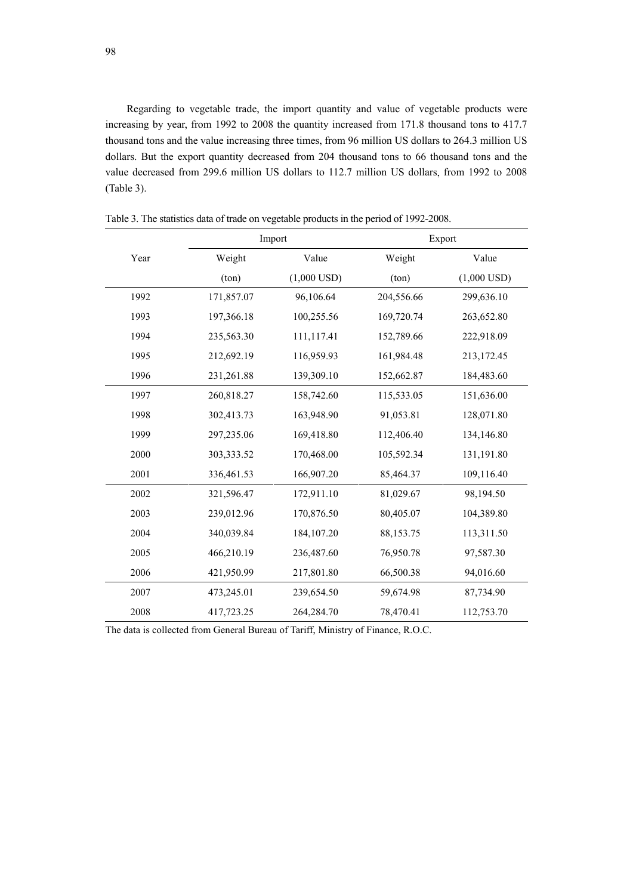Regarding to vegetable trade, the import quantity and value of vegetable products were increasing by year, from 1992 to 2008 the quantity increased from 171.8 thousand tons to 417.7 thousand tons and the value increasing three times, from 96 million US dollars to 264.3 million US dollars. But the export quantity decreased from 204 thousand tons to 66 thousand tons and the value decreased from 299.6 million US dollars to 112.7 million US dollars, from 1992 to 2008 (Table 3).

Table 3. The statistics data of trade on vegetable products in the period of 1992-2008.

| Year | Import | | Export | |
|---|---|---|---|---|
| | Weight (ton) | Value (1,000 USD) | Weight (ton) | Value (1,000 USD) |
| 1992 | 171,857.07 | 96,106.64 | 204,556.66 | 299,636.10 |
| 1993 | 197,366.18 | 100,255.56 | 169,720.74 | 263,652.80 |
| 1994 | 235,563.30 | 111,117.41 | 152,789.66 | 222,918.09 |
| 1995 | 212,692.19 | 116,959.93 | 161,984.48 | 213,172.45 |
| 1996 | 231,261.88 | 139,309.10 | 152,662.87 | 184,483.60 |
| 1997 | 260,818.27 | 158,742.60 | 115,533.05 | 151,636.00 |
| 1998 | 302,413.73 | 163,948.90 | 91,053.81 | 128,071.80 |
| 1999 | 297,235.06 | 169,418.80 | 112,406.40 | 134,146.80 |
| 2000 | 303,333.52 | 170,468.00 | 105,592.34 | 131,191.80 |
| 2001 | 336,461.53 | 166,907.20 | 85,464.37 | 109,116.40 |
| 2002 | 321,596.47 | 172,911.10 | 81,029.67 | 98,194.50 |
| 2003 | 239,012.96 | 170,876.50 | 80,405.07 | 104,389.80 |
| 2004 | 340,039.84 | 184,107.20 | 88,153.75 | 113,311.50 |
| 2005 | 466,210.19 | 236,487.60 | 76,950.78 | 97,587.30 |
| 2006 | 421,950.99 | 217,801.80 | 66,500.38 | 94,016.60 |
| 2007 | 473,245.01 | 239,654.50 | 59,674.98 | 87,734.90 |
| 2008 | 417,723.25 | 264,284.70 | 78,470.41 | 112,753.70 |

The data is collected from General Bureau of Tariff, Ministry of Finance, R.O.C.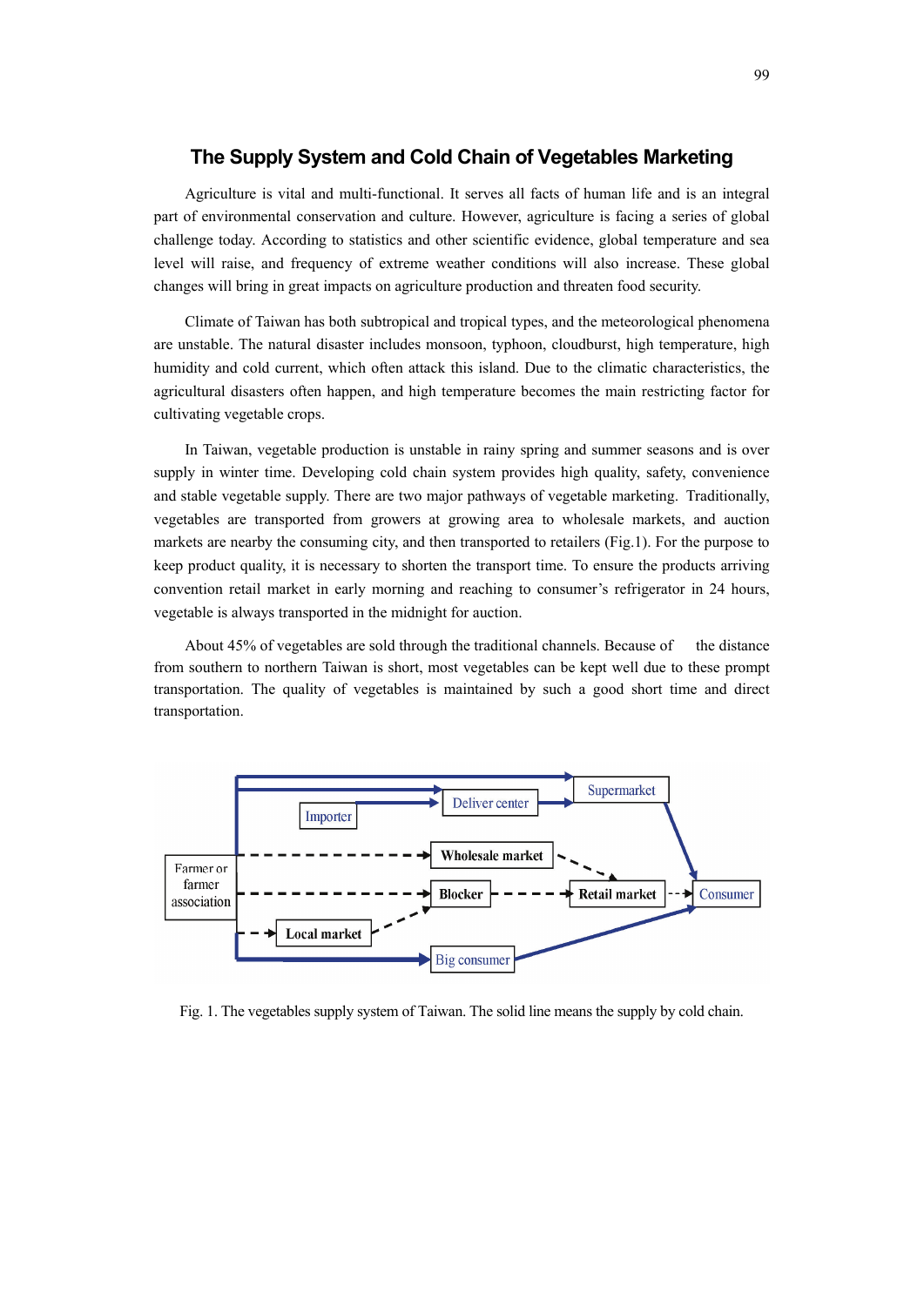# The Supply System and Cold Chain of Vegetables Marketing

Agriculture is vital and multi-functional. It serves all facts of human life and is an integral part of environmental conservation and culture. However, agriculture is facing a series of global challenge today. According to statistics and other scientific evidence, global temperature and sea level will raise, and frequency of extreme weather conditions will also increase. These global changes will bring in great impacts on agriculture production and threaten food security.

Climate of Taiwan has both subtropical and tropical types, and the meteorological phenomena are unstable. The natural disaster includes monsoon, typhoon, cloudburst, high temperature, high humidity and cold current, which often attack this island. Due to the climatic characteristics, the agricultural disasters often happen, and high temperature becomes the main restricting factor for cultivating vegetable crops.

In Taiwan, vegetable production is unstable in rainy spring and summer seasons and is over supply in winter time. Developing cold chain system provides high quality, safety, convenience and stable vegetable supply. There are two major pathways of vegetable marketing. Traditionally, vegetables are transported from growers at growing area to wholesale markets, and auction markets are nearby the consuming city, and then transported to retailers (Fig.1). For the purpose to keep product quality, it is necessary to shorten the transport time. To ensure the products arriving convention retail market in early morning and reaching to consumer's refrigerator in 24 hours, vegetable is always transported in the midnight for auction.

About 45% of vegetables are sold through the traditional channels. Because of the distance from southern to northern Taiwan is short, most vegetables can be kept well due to these prompt transportation. The quality of vegetables is maintained by such a good short time and direct transportation.

Fig. 1. The vegetables supply system of Taiwan. The solid line means the supply by cold chain.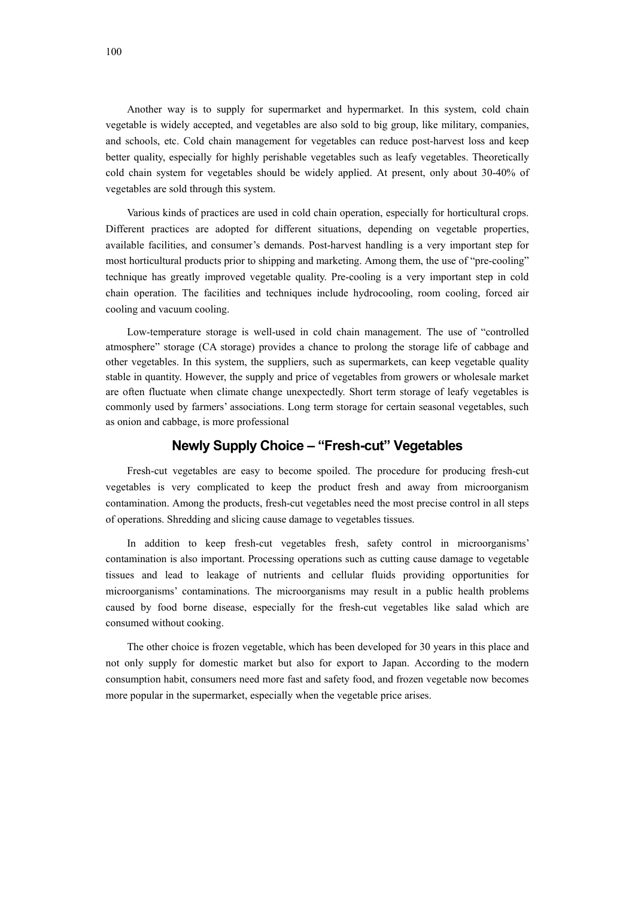Another way is to supply for supermarket and hypermarket. In this system, cold chain vegetable is widely accepted, and vegetables are also sold to big group, like military, companies, and schools, etc. Cold chain management for vegetables can reduce post-harvest loss and keep better quality, especially for highly perishable vegetables such as leafy vegetables. Theoretically cold chain system for vegetables should be widely applied. At present, only about 30-40% of vegetables are sold through this system.

Various kinds of practices are used in cold chain operation, especially for horticultural crops. Different practices are adopted for different situations, depending on vegetable properties, available facilities, and consumer's demands. Post-harvest handling is a very important step for most horticultural products prior to shipping and marketing. Among them, the use of "pre-cooling" technique has greatly improved vegetable quality. Pre-cooling is a very important step in cold chain operation. The facilities and techniques include hydrocooling, room cooling, forced air cooling and vacuum cooling.

Low-temperature storage is well-used in cold chain management. The use of "controlled atmosphere" storage (CA storage) provides a chance to prolong the storage life of cabbage and other vegetables. In this system, the suppliers, such as supermarkets, can keep vegetable quality stable in quantity. However, the supply and price of vegetables from growers or wholesale market are often fluctuate when climate change unexpectedly. Short term storage of leafy vegetables is commonly used by farmers' associations. Long term storage for certain seasonal vegetables, such as onion and cabbage, is more professional

## Newly Supply Choice – "Fresh-cut" Vegetables

Fresh-cut vegetables are easy to become spoiled. The procedure for producing fresh-cut vegetables is very complicated to keep the product fresh and away from microorganism contamination. Among the products, fresh-cut vegetables need the most precise control in all steps of operations. Shredding and slicing cause damage to vegetables tissues.

In addition to keep fresh-cut vegetables fresh, safety control in microorganisms' contamination is also important. Processing operations such as cutting cause damage to vegetable tissues and lead to leakage of nutrients and cellular fluids providing opportunities for microorganisms' contaminations. The microorganisms may result in a public health problems caused by food borne disease, especially for the fresh-cut vegetables like salad which are consumed without cooking.

The other choice is frozen vegetable, which has been developed for 30 years in this place and not only supply for domestic market but also for export to Japan. According to the modern consumption habit, consumers need more fast and safety food, and frozen vegetable now becomes more popular in the supermarket, especially when the vegetable price arises.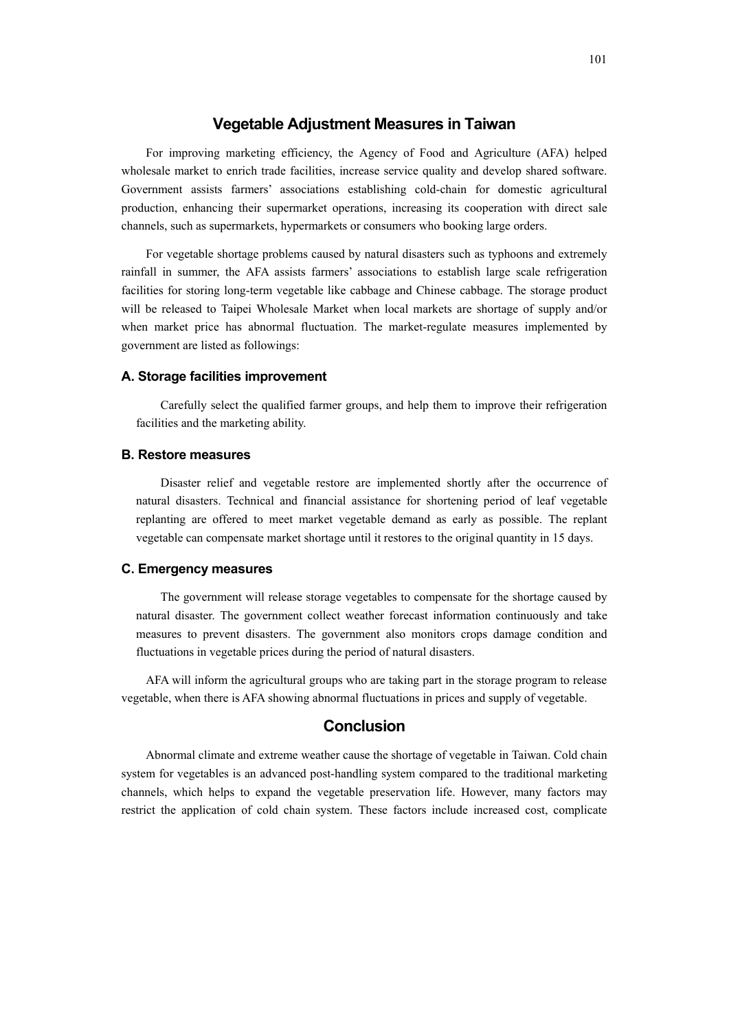## Vegetable Adjustment Measures in Taiwan

For improving marketing efficiency, the Agency of Food and Agriculture (AFA) helped wholesale market to enrich trade facilities, increase service quality and develop shared software. Government assists farmers' associations establishing cold-chain for domestic agricultural production, enhancing their supermarket operations, increasing its cooperation with direct sale channels, such as supermarkets, hypermarkets or consumers who booking large orders.

For vegetable shortage problems caused by natural disasters such as typhoons and extremely rainfall in summer, the AFA assists farmers' associations to establish large scale refrigeration facilities for storing long-term vegetable like cabbage and Chinese cabbage. The storage product will be released to Taipei Wholesale Market when local markets are shortage of supply and/or when market price has abnormal fluctuation. The market-regulate measures implemented by government are listed as followings:

### A. Storage facilities improvement

Carefully select the qualified farmer groups, and help them to improve their refrigeration facilities and the marketing ability.

### B. Restore measures

Disaster relief and vegetable restore are implemented shortly after the occurrence of natural disasters. Technical and financial assistance for shortening period of leaf vegetable replanting are offered to meet market vegetable demand as early as possible. The replant vegetable can compensate market shortage until it restores to the original quantity in 15 days.

### C. Emergency measures

The government will release storage vegetables to compensate for the shortage caused by natural disaster. The government collect weather forecast information continuously and take measures to prevent disasters. The government also monitors crops damage condition and fluctuations in vegetable prices during the period of natural disasters.

AFA will inform the agricultural groups who are taking part in the storage program to release vegetable, when there is AFA showing abnormal fluctuations in prices and supply of vegetable.

## Conclusion

Abnormal climate and extreme weather cause the shortage of vegetable in Taiwan. Cold chain system for vegetables is an advanced post-handling system compared to the traditional marketing channels, which helps to expand the vegetable preservation life. However, many factors may restrict the application of cold chain system. These factors include increased cost, complicate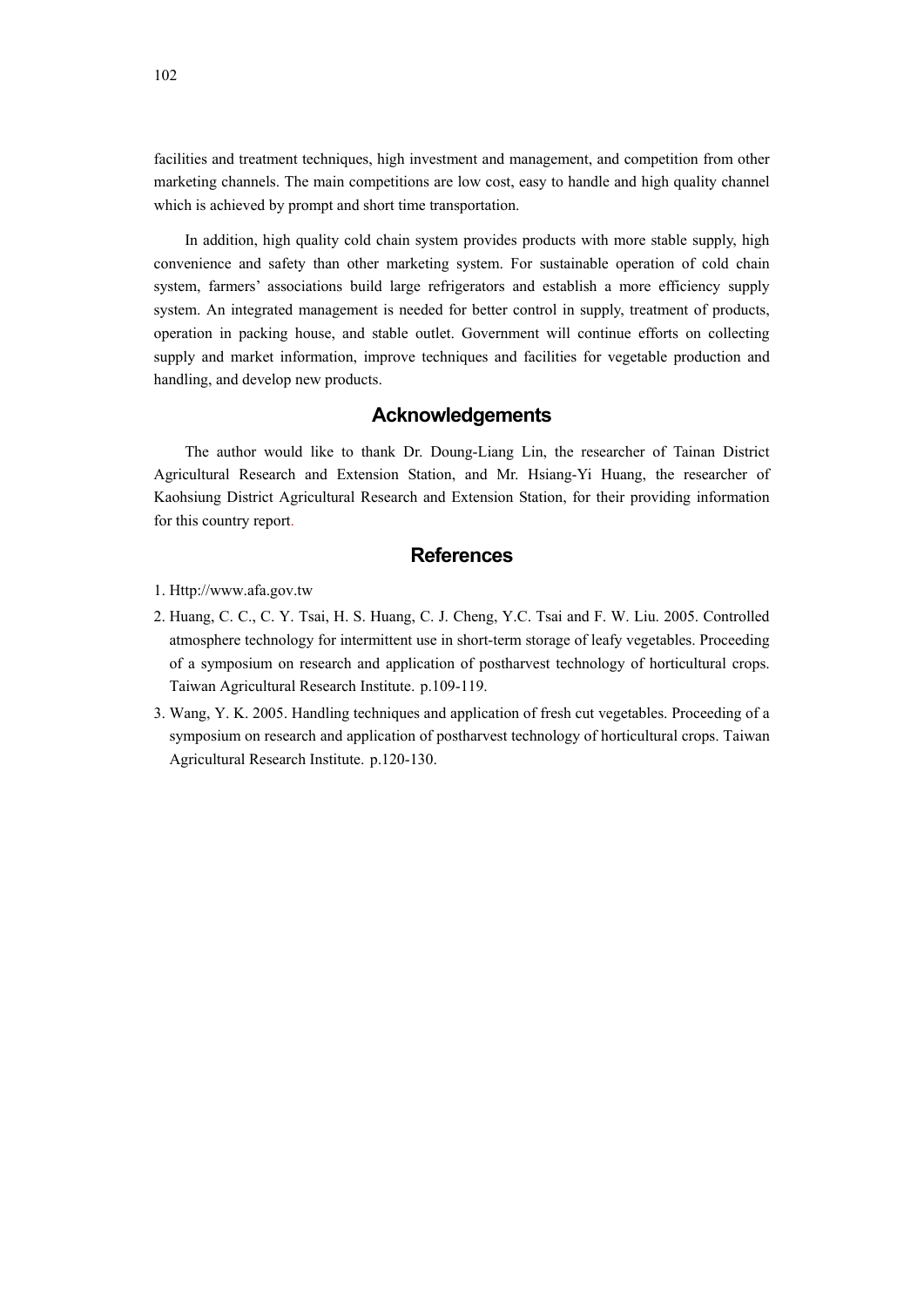facilities and treatment techniques, high investment and management, and competition from other marketing channels. The main competitions are low cost, easy to handle and high quality channel which is achieved by prompt and short time transportation.

In addition, high quality cold chain system provides products with more stable supply, high convenience and safety than other marketing system. For sustainable operation of cold chain system, farmers' associations build large refrigerators and establish a more efficiency supply system. An integrated management is needed for better control in supply, treatment of products, operation in packing house, and stable outlet. Government will continue efforts on collecting supply and market information, improve techniques and facilities for vegetable production and handling, and develop new products.

## Acknowledgements

The author would like to thank Dr. Doung-Liang Lin, the researcher of Tainan District Agricultural Research and Extension Station, and Mr. Hsiang-Yi Huang, the researcher of Kaohsiung District Agricultural Research and Extension Station, for their providing information for this country report.

## References

1. Http://www.afa.gov.tw
2. Huang, C. C., C. Y. Tsai, H. S. Huang, C. J. Cheng, Y.C. Tsai and F. W. Liu. 2005. Controlled atmosphere technology for intermittent use in short-term storage of leafy vegetables. Proceeding of a symposium on research and application of postharvest technology of horticultural crops. Taiwan Agricultural Research Institute. p.109-119.
3. Wang, Y. K. 2005. Handling techniques and application of fresh cut vegetables. Proceeding of a symposium on research and application of postharvest technology of horticultural crops. Taiwan Agricultural Research Institute. p.120-130.